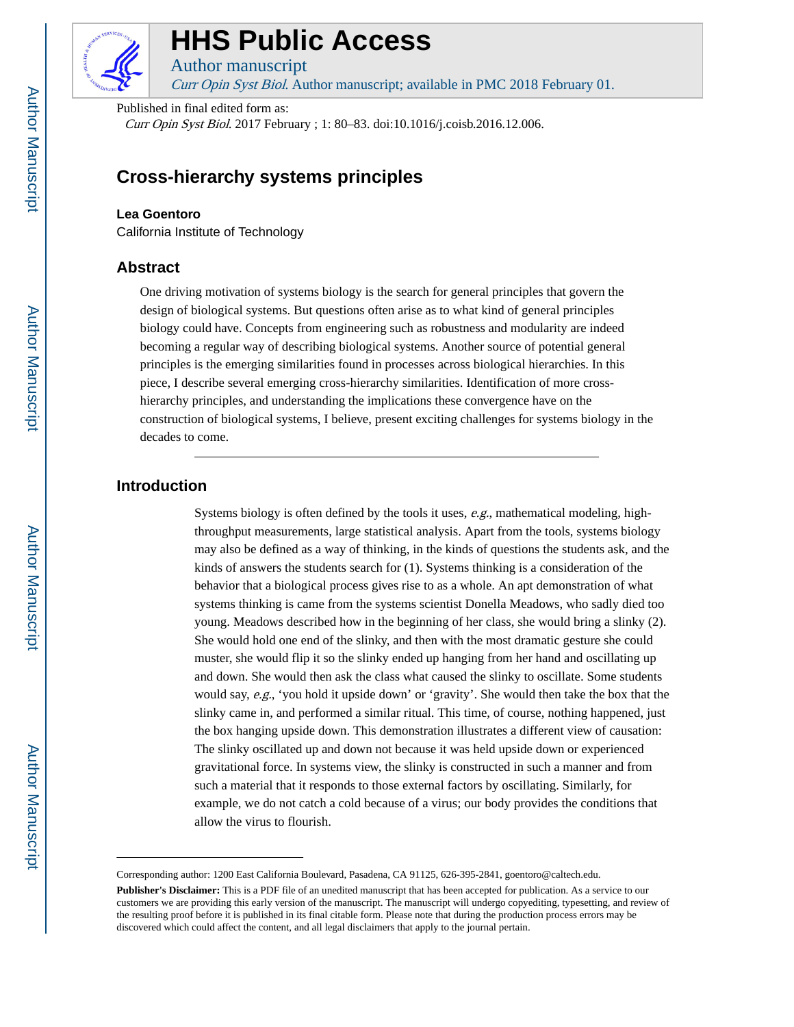# HHS Public Access

Author manuscript

*Curr Opin Syst Biol*. Author manuscript; available in PMC 2018 February 01.

Published in final edited form as:

*Curr Opin Syst Biol*. 2017 February ; 1: 80–83. doi:10.1016/j.coisb.2016.12.006.

# Cross-hierarchy systems principles

**Lea Goentoro**

California Institute of Technology

## Abstract

One driving motivation of systems biology is the search for general principles that govern the design of biological systems. But questions often arise as to what kind of general principles biology could have. Concepts from engineering such as robustness and modularity are indeed becoming a regular way of describing biological systems. Another source of potential general principles is the emerging similarities found in processes across biological hierarchies. In this piece, I describe several emerging cross-hierarchy similarities. Identification of more cross-hierarchy principles, and understanding the implications these convergence have on the construction of biological systems, I believe, present exciting challenges for systems biology in the decades to come.

## Introduction

Systems biology is often defined by the tools it uses, *e.g.*, mathematical modeling, high-throughput measurements, large statistical analysis. Apart from the tools, systems biology may also be defined as a way of thinking, in the kinds of questions the students ask, and the kinds of answers the students search for (1). Systems thinking is a consideration of the behavior that a biological process gives rise to as a whole. An apt demonstration of what systems thinking is came from the systems scientist Donella Meadows, who sadly died too young. Meadows described how in the beginning of her class, she would bring a slinky (2). She would hold one end of the slinky, and then with the most dramatic gesture she could muster, she would flip it so the slinky ended up hanging from her hand and oscillating up and down. She would then ask the class what caused the slinky to oscillate. Some students would say, *e.g.*, 'you hold it upside down' or 'gravity'. She would then take the box that the slinky came in, and performed a similar ritual. This time, of course, nothing happened, just the box hanging upside down. This demonstration illustrates a different view of causation: The slinky oscillated up and down not because it was held upside down or experienced gravitational force. In systems view, the slinky is constructed in such a manner and from such a material that it responds to those external factors by oscillating. Similarly, for example, we do not catch a cold because of a virus; our body provides the conditions that allow the virus to flourish.

Corresponding author: 1200 East California Boulevard, Pasadena, CA 91125, 626-395-2841, goentoro@caltech.edu.

**Publisher's Disclaimer:** This is a PDF file of an unedited manuscript that has been accepted for publication. As a service to our customers we are providing this early version of the manuscript. The manuscript will undergo copyediting, typesetting, and review of the resulting proof before it is published in its final citable form. Please note that during the production process errors may be discovered which could affect the content, and all legal disclaimers that apply to the journal pertain.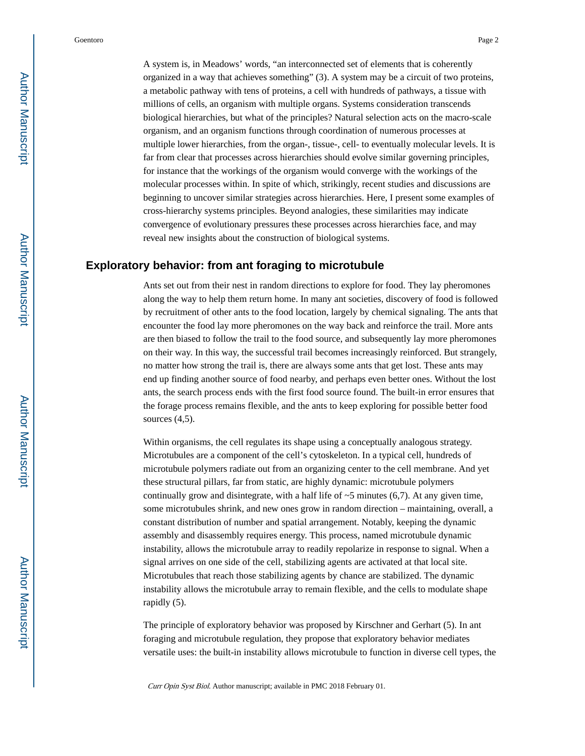A system is, in Meadows' words, "an interconnected set of elements that is coherently organized in a way that achieves something" (3). A system may be a circuit of two proteins, a metabolic pathway with tens of proteins, a cell with hundreds of pathways, a tissue with millions of cells, an organism with multiple organs. Systems consideration transcends biological hierarchies, but what of the principles? Natural selection acts on the macro-scale organism, and an organism functions through coordination of numerous processes at multiple lower hierarchies, from the organ-, tissue-, cell- to eventually molecular levels. It is far from clear that processes across hierarchies should evolve similar governing principles, for instance that the workings of the organism would converge with the workings of the molecular processes within. In spite of which, strikingly, recent studies and discussions are beginning to uncover similar strategies across hierarchies. Here, I present some examples of cross-hierarchy systems principles. Beyond analogies, these similarities may indicate convergence of evolutionary pressures these processes across hierarchies face, and may reveal new insights about the construction of biological systems.

## Exploratory behavior: from ant foraging to microtubule

Ants set out from their nest in random directions to explore for food. They lay pheromones along the way to help them return home. In many ant societies, discovery of food is followed by recruitment of other ants to the food location, largely by chemical signaling. The ants that encounter the food lay more pheromones on the way back and reinforce the trail. More ants are then biased to follow the trail to the food source, and subsequently lay more pheromones on their way. In this way, the successful trail becomes increasingly reinforced. But strangely, no matter how strong the trail is, there are always some ants that get lost. These ants may end up finding another source of food nearby, and perhaps even better ones. Without the lost ants, the search process ends with the first food source found. The built-in error ensures that the forage process remains flexible, and the ants to keep exploring for possible better food sources (4,5).

Within organisms, the cell regulates its shape using a conceptually analogous strategy. Microtubules are a component of the cell's cytoskeleton. In a typical cell, hundreds of microtubule polymers radiate out from an organizing center to the cell membrane. And yet these structural pillars, far from static, are highly dynamic: microtubule polymers continually grow and disintegrate, with a half life of ~5 minutes (6,7). At any given time, some microtubules shrink, and new ones grow in random direction – maintaining, overall, a constant distribution of number and spatial arrangement. Notably, keeping the dynamic assembly and disassembly requires energy. This process, named microtubule dynamic instability, allows the microtubule array to readily repolarize in response to signal. When a signal arrives on one side of the cell, stabilizing agents are activated at that local site. Microtubules that reach those stabilizing agents by chance are stabilized. The dynamic instability allows the microtubule array to remain flexible, and the cells to modulate shape rapidly (5).

The principle of exploratory behavior was proposed by Kirschner and Gerhart (5). In ant foraging and microtubule regulation, they propose that exploratory behavior mediates versatile uses: the built-in instability allows microtubule to function in diverse cell types, the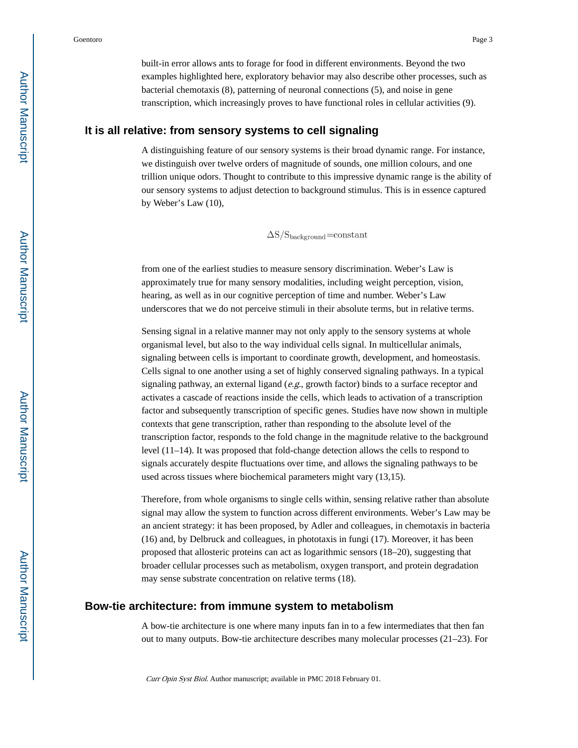built-in error allows ants to forage for food in different environments. Beyond the two examples highlighted here, exploratory behavior may also describe other processes, such as bacterial chemotaxis (8), patterning of neuronal connections (5), and noise in gene transcription, which increasingly proves to have functional roles in cellular activities (9).

## It is all relative: from sensory systems to cell signaling

A distinguishing feature of our sensory systems is their broad dynamic range. For instance, we distinguish over twelve orders of magnitude of sounds, one million colours, and one trillion unique odors. Thought to contribute to this impressive dynamic range is the ability of our sensory systems to adjust detection to background stimulus. This is in essence captured by Weber's Law (10),

$$\Delta S/S_{\text{background}}=\text{constant}$$

from one of the earliest studies to measure sensory discrimination. Weber's Law is approximately true for many sensory modalities, including weight perception, vision, hearing, as well as in our cognitive perception of time and number. Weber's Law underscores that we do not perceive stimuli in their absolute terms, but in relative terms.

Sensing signal in a relative manner may not only apply to the sensory systems at whole organismal level, but also to the way individual cells signal. In multicellular animals, signaling between cells is important to coordinate growth, development, and homeostasis. Cells signal to one another using a set of highly conserved signaling pathways. In a typical signaling pathway, an external ligand (*e.g.*, growth factor) binds to a surface receptor and activates a cascade of reactions inside the cells, which leads to activation of a transcription factor and subsequently transcription of specific genes. Studies have now shown in multiple contexts that gene transcription, rather than responding to the absolute level of the transcription factor, responds to the fold change in the magnitude relative to the background level (11–14). It was proposed that fold-change detection allows the cells to respond to signals accurately despite fluctuations over time, and allows the signaling pathways to be used across tissues where biochemical parameters might vary (13,15).

Therefore, from whole organisms to single cells within, sensing relative rather than absolute signal may allow the system to function across different environments. Weber's Law may be an ancient strategy: it has been proposed, by Adler and colleagues, in chemotaxis in bacteria (16) and, by Delbruck and colleagues, in phototaxis in fungi (17). Moreover, it has been proposed that allosteric proteins can act as logarithmic sensors (18–20), suggesting that broader cellular processes such as metabolism, oxygen transport, and protein degradation may sense substrate concentration on relative terms (18).

## Bow-tie architecture: from immune system to metabolism

A bow-tie architecture is one where many inputs fan in to a few intermediates that then fan out to many outputs. Bow-tie architecture describes many molecular processes (21–23). For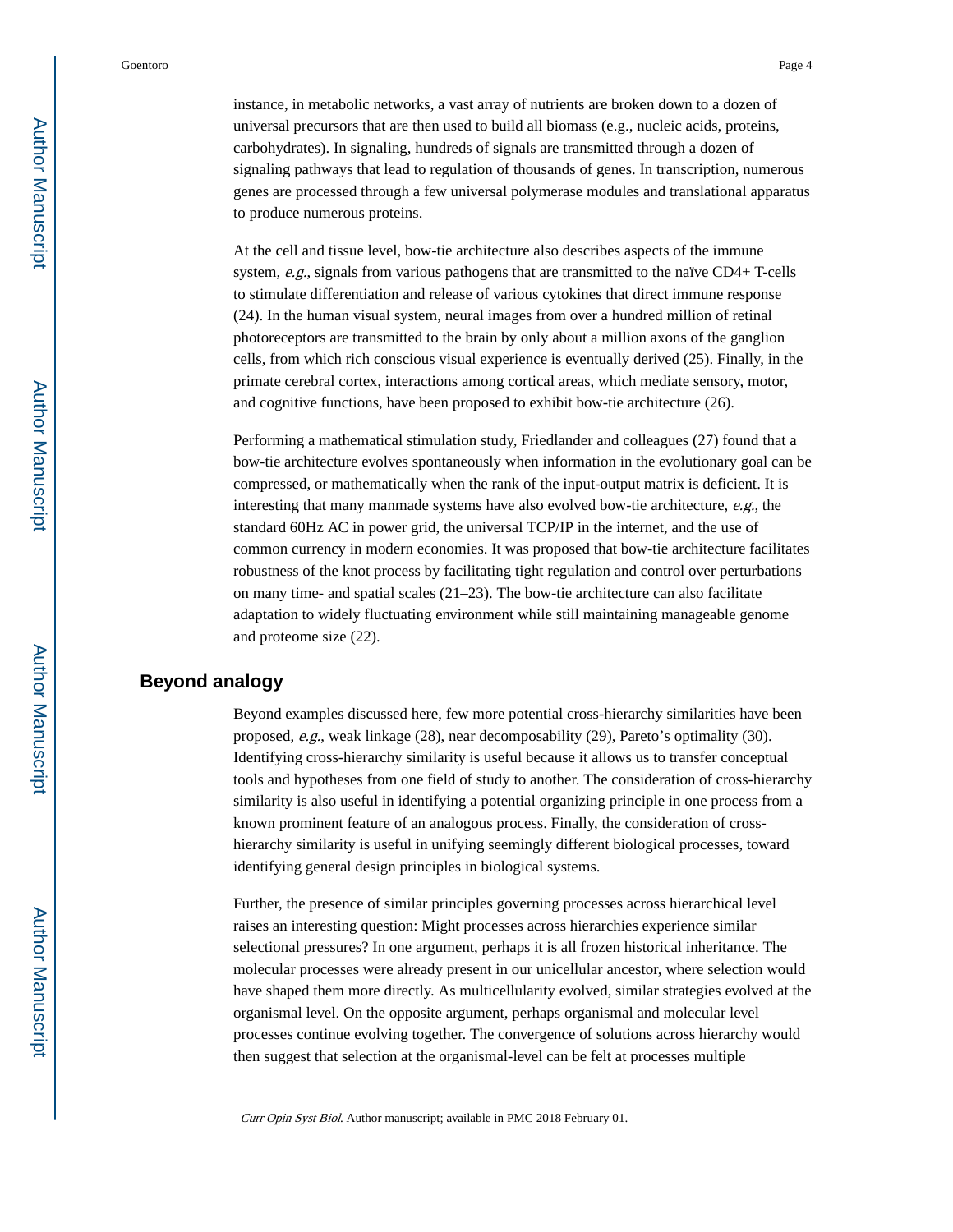instance, in metabolic networks, a vast array of nutrients are broken down to a dozen of universal precursors that are then used to build all biomass (e.g., nucleic acids, proteins, carbohydrates). In signaling, hundreds of signals are transmitted through a dozen of signaling pathways that lead to regulation of thousands of genes. In transcription, numerous genes are processed through a few universal polymerase modules and translational apparatus to produce numerous proteins.

At the cell and tissue level, bow-tie architecture also describes aspects of the immune system, *e.g.*, signals from various pathogens that are transmitted to the naïve CD4+ T-cells to stimulate differentiation and release of various cytokines that direct immune response (24). In the human visual system, neural images from over a hundred million of retinal photoreceptors are transmitted to the brain by only about a million axons of the ganglion cells, from which rich conscious visual experience is eventually derived (25). Finally, in the primate cerebral cortex, interactions among cortical areas, which mediate sensory, motor, and cognitive functions, have been proposed to exhibit bow-tie architecture (26).

Performing a mathematical stimulation study, Friedlander and colleagues (27) found that a bow-tie architecture evolves spontaneously when information in the evolutionary goal can be compressed, or mathematically when the rank of the input-output matrix is deficient. It is interesting that many manmade systems have also evolved bow-tie architecture, *e.g.*, the standard 60Hz AC in power grid, the universal TCP/IP in the internet, and the use of common currency in modern economies. It was proposed that bow-tie architecture facilitates robustness of the knot process by facilitating tight regulation and control over perturbations on many time- and spatial scales (21–23). The bow-tie architecture can also facilitate adaptation to widely fluctuating environment while still maintaining manageable genome and proteome size (22).

## Beyond analogy

Beyond examples discussed here, few more potential cross-hierarchy similarities have been proposed, *e.g.*, weak linkage (28), near decomposability (29), Pareto's optimality (30). Identifying cross-hierarchy similarity is useful because it allows us to transfer conceptual tools and hypotheses from one field of study to another. The consideration of cross-hierarchy similarity is also useful in identifying a potential organizing principle in one process from a known prominent feature of an analogous process. Finally, the consideration of cross-hierarchy similarity is useful in unifying seemingly different biological processes, toward identifying general design principles in biological systems.

Further, the presence of similar principles governing processes across hierarchical level raises an interesting question: Might processes across hierarchies experience similar selectional pressures? In one argument, perhaps it is all frozen historical inheritance. The molecular processes were already present in our unicellular ancestor, where selection would have shaped them more directly. As multicellularity evolved, similar strategies evolved at the organismal level. On the opposite argument, perhaps organismal and molecular level processes continue evolving together. The convergence of solutions across hierarchy would then suggest that selection at the organismal-level can be felt at processes multiple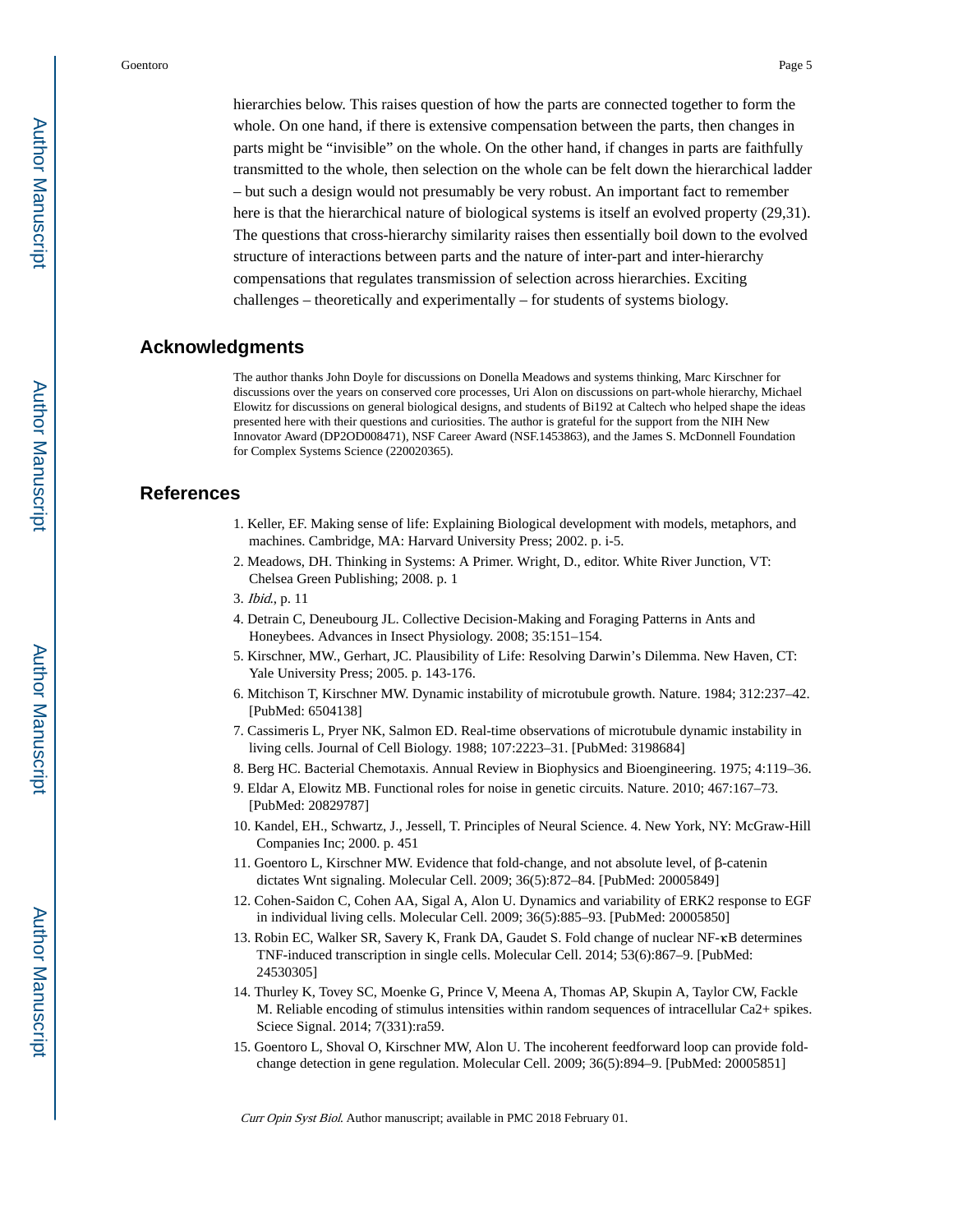hierarchies below. This raises question of how the parts are connected together to form the whole. On one hand, if there is extensive compensation between the parts, then changes in parts might be "invisible" on the whole. On the other hand, if changes in parts are faithfully transmitted to the whole, then selection on the whole can be felt down the hierarchical ladder – but such a design would not presumably be very robust. An important fact to remember here is that the hierarchical nature of biological systems is itself an evolved property (29,31). The questions that cross-hierarchy similarity raises then essentially boil down to the evolved structure of interactions between parts and the nature of inter-part and inter-hierarchy compensations that regulates transmission of selection across hierarchies. Exciting challenges – theoretically and experimentally – for students of systems biology.

## Acknowledgments

The author thanks John Doyle for discussions on Donella Meadows and systems thinking, Marc Kirschner for discussions over the years on conserved core processes, Uri Alon on discussions on part-whole hierarchy, Michael Elowitz for discussions on general biological designs, and students of Bi192 at Caltech who helped shape the ideas presented here with their questions and curiosities. The author is grateful for the support from the NIH New Innovator Award (DP2OD008471), NSF Career Award (NSF.1453863), and the James S. McDonnell Foundation for Complex Systems Science (220020365).

## References

1. Keller, EF. Making sense of life: Explaining Biological development with models, metaphors, and machines. Cambridge, MA: Harvard University Press; 2002. p. i-5.
2. Meadows, DH. Thinking in Systems: A Primer. Wright, D., editor. White River Junction, VT: Chelsea Green Publishing; 2008. p. 1
3. *Ibid.*, p. 11
4. Detrain C, Deneubourg JL. Collective Decision-Making and Foraging Patterns in Ants and Honeybees. Advances in Insect Physiology. 2008; 35:151–154.
5. Kirschner, MW., Gerhart, JC. Plausibility of Life: Resolving Darwin's Dilemma. New Haven, CT: Yale University Press; 2005. p. 143-176.
6. Mitchison T, Kirschner MW. Dynamic instability of microtubule growth. Nature. 1984; 312:237–42. [PubMed: 6504138]
7. Cassimeris L, Pryer NK, Salmon ED. Real-time observations of microtubule dynamic instability in living cells. Journal of Cell Biology. 1988; 107:2223–31. [PubMed: 3198684]
8. Berg HC. Bacterial Chemotaxis. Annual Review in Biophysics and Bioengineering. 1975; 4:119–36.
9. Eldar A, Elowitz MB. Functional roles for noise in genetic circuits. Nature. 2010; 467:167–73. [PubMed: 20829787]
10. Kandel, EH., Schwartz, J., Jessell, T. Principles of Neural Science. 4. New York, NY: McGraw-Hill Companies Inc; 2000. p. 451
11. Goentoro L, Kirschner MW. Evidence that fold-change, and not absolute level, of β-catenin dictates Wnt signaling. Molecular Cell. 2009; 36(5):872–84. [PubMed: 20005849]
12. Cohen-Saidon C, Cohen AA, Sigal A, Alon U. Dynamics and variability of ERK2 response to EGF in individual living cells. Molecular Cell. 2009; 36(5):885–93. [PubMed: 20005850]
13. Robin EC, Walker SR, Savery K, Frank DA, Gaudet S. Fold change of nuclear NF-κB determines TNF-induced transcription in single cells. Molecular Cell. 2014; 53(6):867–9. [PubMed: 24530305]
14. Thurley K, Tovey SC, Moenke G, Prince V, Meena A, Thomas AP, Skupin A, Taylor CW, Fackle M. Reliable encoding of stimulus intensities within random sequences of intracellular Ca2+ spikes. Sciece Signal. 2014; 7(331):ra59.
15. Goentoro L, Shoval O, Kirschner MW, Alon U. The incoherent feedforward loop can provide fold-change detection in gene regulation. Molecular Cell. 2009; 36(5):894–9. [PubMed: 20005851]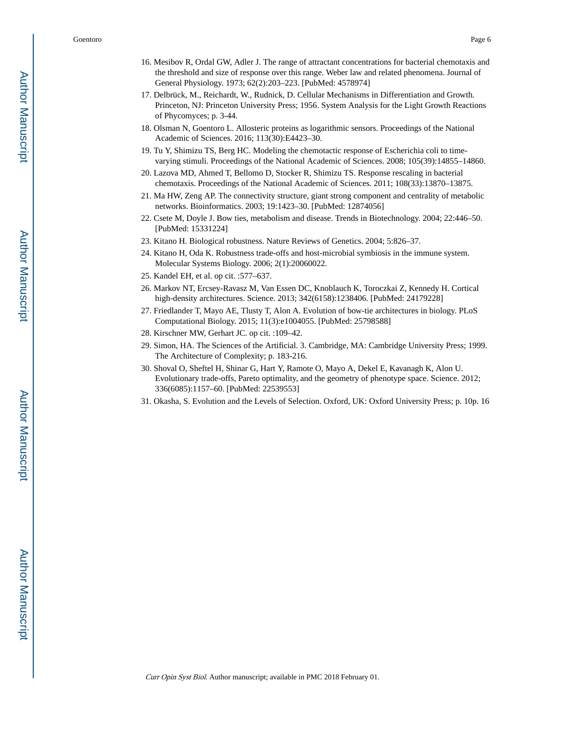16. Mesibov R, Ordal GW, Adler J. The range of attractant concentrations for bacterial chemotaxis and the threshold and size of response over this range. Weber law and related phenomena. Journal of General Physiology. 1973; 62(2):203–223. [PubMed: 4578974]
17. Delbrück, M., Reichardt, W., Rudnick, D. Cellular Mechanisms in Differentiation and Growth. Princeton, NJ: Princeton University Press; 1956. System Analysis for the Light Growth Reactions of Phycomyces; p. 3-44.
18. Olsman N, Goentoro L. Allosteric proteins as logarithmic sensors. Proceedings of the National Academic of Sciences. 2016; 113(30):E4423–30.
19. Tu Y, Shimizu TS, Berg HC. Modeling the chemotactic response of Escherichia coli to time-varying stimuli. Proceedings of the National Academic of Sciences. 2008; 105(39):14855–14860.
20. Lazova MD, Ahmed T, Bellomo D, Stocker R, Shimizu TS. Response rescaling in bacterial chemotaxis. Proceedings of the National Academic of Sciences. 2011; 108(33):13870–13875.
21. Ma HW, Zeng AP. The connectivity structure, giant strong component and centrality of metabolic networks. Bioinformatics. 2003; 19:1423–30. [PubMed: 12874056]
22. Csete M, Doyle J. Bow ties, metabolism and disease. Trends in Biotechnology. 2004; 22:446–50. [PubMed: 15331224]
23. Kitano H. Biological robustness. Nature Reviews of Genetics. 2004; 5:826–37.
24. Kitano H, Oda K. Robustness trade-offs and host-microbial symbiosis in the immune system. Molecular Systems Biology. 2006; 2(1):20060022.
25. Kandel EH, et al. op cit. :577–637.
26. Markov NT, Ercsey-Ravasz M, Van Essen DC, Knoblauch K, Toroczkai Z, Kennedy H. Cortical high-density architectures. Science. 2013; 342(6158):1238406. [PubMed: 24179228]
27. Friedlander T, Mayo AE, Tlusty T, Alon A. Evolution of bow-tie architectures in biology. PLoS Computational Biology. 2015; 11(3):e1004055. [PubMed: 25798588]
28. Kirschner MW, Gerhart JC. op cit. :109–42.
29. Simon, HA. The Sciences of the Artificial. 3. Cambridge, MA: Cambridge University Press; 1999. The Architecture of Complexity; p. 183-216.
30. Shoval O, Sheftel H, Shinar G, Hart Y, Ramote O, Mayo A, Dekel E, Kavanagh K, Alon U. Evolutionary trade-offs, Pareto optimality, and the geometry of phenotype space. Science. 2012; 336(6085):1157–60. [PubMed: 22539553]
31. Okasha, S. Evolution and the Levels of Selection. Oxford, UK: Oxford University Press; p. 10p. 16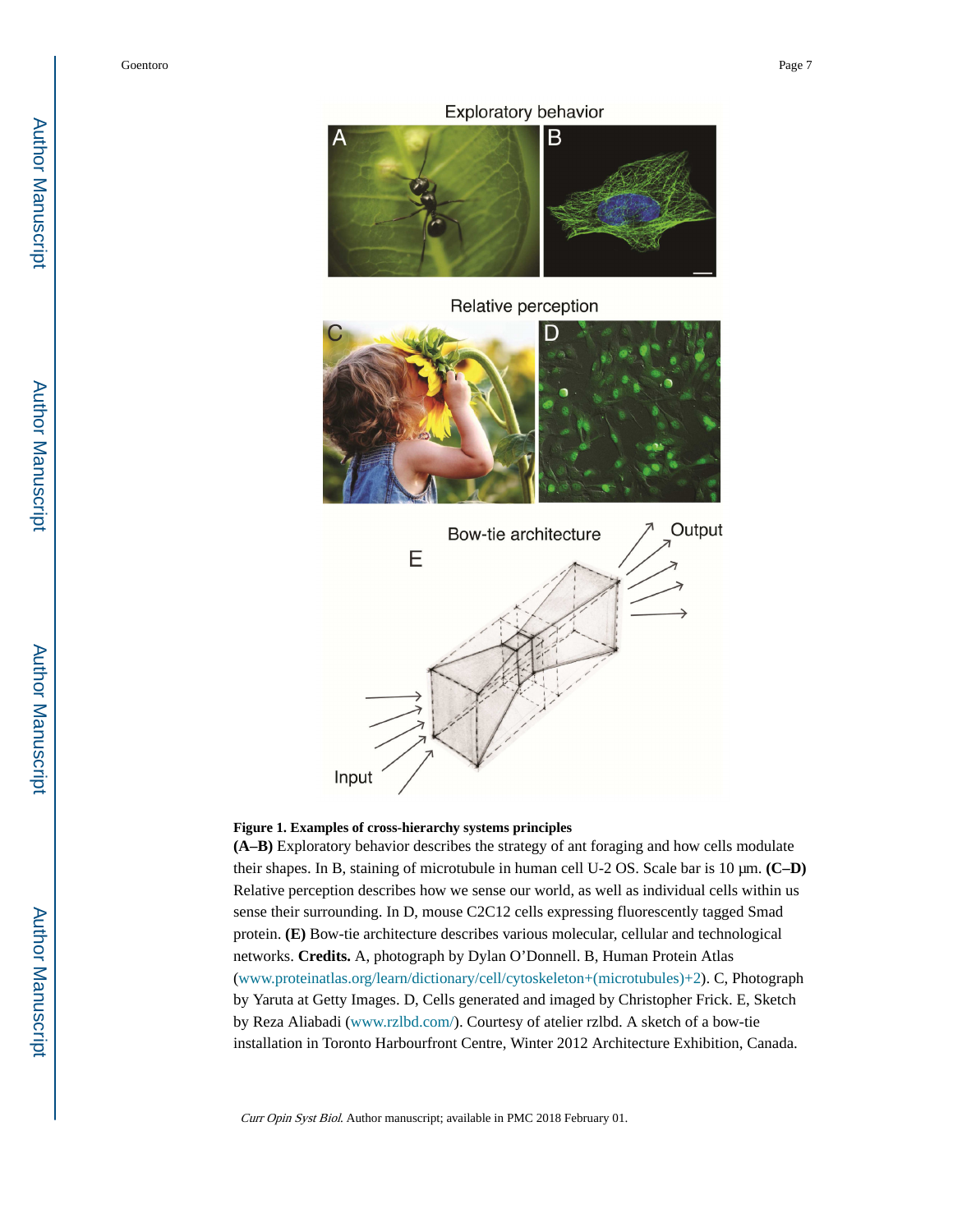Exploratory behavior

A

B

Relative perception

C

D

Bow-tie architecture

E

Output

Input

**Figure 1. Examples of cross-hierarchy systems principles**

**(A–B)** Exploratory behavior describes the strategy of ant foraging and how cells modulate their shapes. In B, staining of microtubule in human cell U-2 OS. Scale bar is 10 μm. **(C–D)** Relative perception describes how we sense our world, as well as individual cells within us sense their surrounding. In D, mouse C2C12 cells expressing fluorescently tagged Smad protein. **(E)** Bow-tie architecture describes various molecular, cellular and technological networks. **Credits.** A, photograph by Dylan O'Donnell. B, Human Protein Atlas (www.proteinatlas.org/learn/dictionary/cell/cytoskeleton+(microtubules)+2). C, Photograph by Yaruta at Getty Images. D, Cells generated and imaged by Christopher Frick. E, Sketch by Reza Aliabadi (www.rzlbd.com/). Courtesy of atelier rzlbd. A sketch of a bow-tie installation in Toronto Harbourfront Centre, Winter 2012 Architecture Exhibition, Canada.